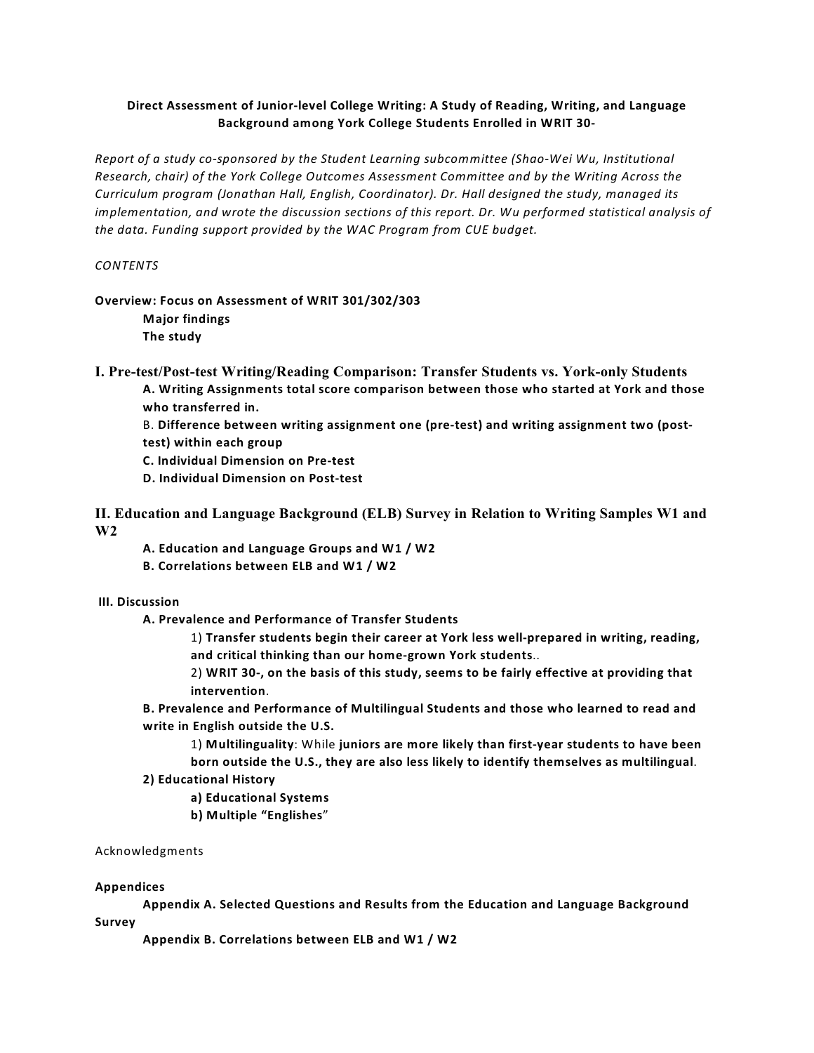**Direct Assessment of Junior-level College Writing: A Study of Reading, Writing, and Language Background among York College Students Enrolled in WRIT 30-**

*Report of a study co-sponsored by the Student Learning subcommittee (Shao-Wei Wu, Institutional Research, chair) of the York College Outcomes Assessment Committee and by the Writing Across the Curriculum program (Jonathan Hall, English, Coordinator). Dr. Hall designed the study, managed its implementation, and wrote the discussion sections of this report. Dr. Wu performed statistical analysis of the data. Funding support provided by the WAC Program from CUE budget.*

*CONTENTS*

**Overview: Focus on Assessment of WRIT 301/302/303**
- **Major findings**
- **The study**

**I. Pre-test/Post-test Writing/Reading Comparison: Transfer Students vs. York-only Students**
- **A. Writing Assignments total score comparison between those who started at York and those who transferred in.**
- B. **Difference between writing assignment one (pre-test) and writing assignment two (post-test) within each group**
- **C. Individual Dimension on Pre-test**
- **D. Individual Dimension on Post-test**

**II. Education and Language Background (ELB) Survey in Relation to Writing Samples W1 and W2**
- **A. Education and Language Groups and W1 / W2**
- **B. Correlations between ELB and W1 / W2**

**III. Discussion**
- **A. Prevalence and Performance of Transfer Students**
  - 1) **Transfer students begin their career at York less well-prepared in writing, reading, and critical thinking than our home-grown York students**..
  - 2) **WRIT 30-, on the basis of this study, seems to be fairly effective at providing that intervention**.
- **B. Prevalence and Performance of Multilingual Students and those who learned to read and write in English outside the U.S.**
  - 1) **Multilinguality**: While **juniors are more likely than first-year students to have been born outside the U.S., they are also less likely to identify themselves as multilingual**.
- **2) Educational History**
  - **a) Educational Systems**
  - **b) Multiple "Englishes**"

Acknowledgments

**Appendices**
- **Appendix A. Selected Questions and Results from the Education and Language Background Survey**
- **Appendix B. Correlations between ELB and W1 / W2**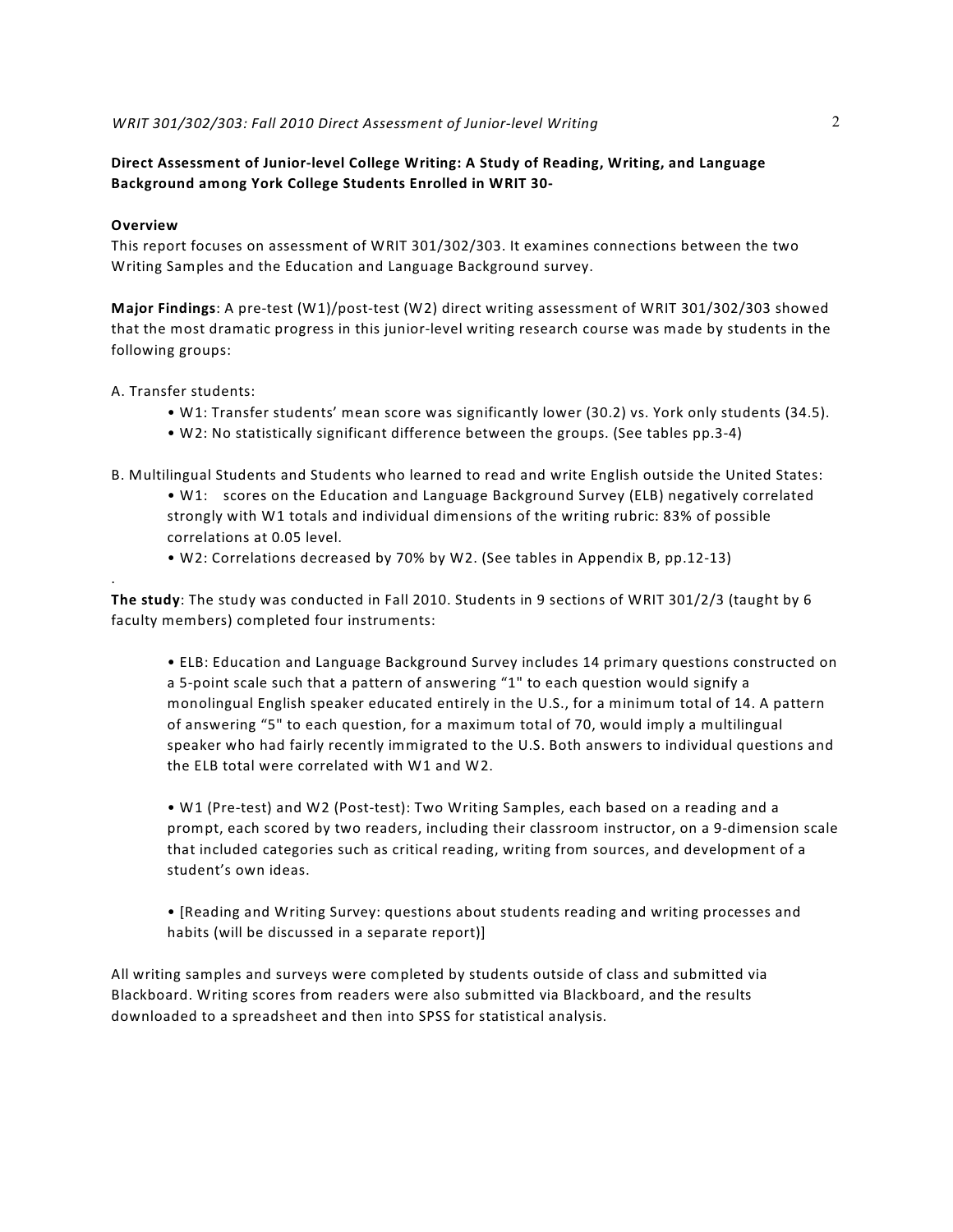**Direct Assessment of Junior-level College Writing: A Study of Reading, Writing, and Language Background among York College Students Enrolled in WRIT 30-**

**Overview**

This report focuses on assessment of WRIT 301/302/303. It examines connections between the two Writing Samples and the Education and Language Background survey.

**Major Findings**: A pre-test (W1)/post-test (W2) direct writing assessment of WRIT 301/302/303 showed that the most dramatic progress in this junior-level writing research course was made by students in the following groups:

A. Transfer students:

- W1: Transfer students' mean score was significantly lower (30.2) vs. York only students (34.5).
- W2: No statistically significant difference between the groups. (See tables pp.3-4)

B. Multilingual Students and Students who learned to read and write English outside the United States:

- W1: scores on the Education and Language Background Survey (ELB) negatively correlated strongly with W1 totals and individual dimensions of the writing rubric: 83% of possible correlations at 0.05 level.
- W2: Correlations decreased by 70% by W2. (See tables in Appendix B, pp.12-13)

.

**The study**: The study was conducted in Fall 2010. Students in 9 sections of WRIT 301/2/3 (taught by 6 faculty members) completed four instruments:

- ELB: Education and Language Background Survey includes 14 primary questions constructed on a 5-point scale such that a pattern of answering "1" to each question would signify a monolingual English speaker educated entirely in the U.S., for a minimum total of 14. A pattern of answering "5" to each question, for a maximum total of 70, would imply a multilingual speaker who had fairly recently immigrated to the U.S. Both answers to individual questions and the ELB total were correlated with W1 and W2.

- W1 (Pre-test) and W2 (Post-test): Two Writing Samples, each based on a reading and a prompt, each scored by two readers, including their classroom instructor, on a 9-dimension scale that included categories such as critical reading, writing from sources, and development of a student's own ideas.

- [Reading and Writing Survey: questions about students reading and writing processes and habits (will be discussed in a separate report)]

All writing samples and surveys were completed by students outside of class and submitted via Blackboard. Writing scores from readers were also submitted via Blackboard, and the results downloaded to a spreadsheet and then into SPSS for statistical analysis.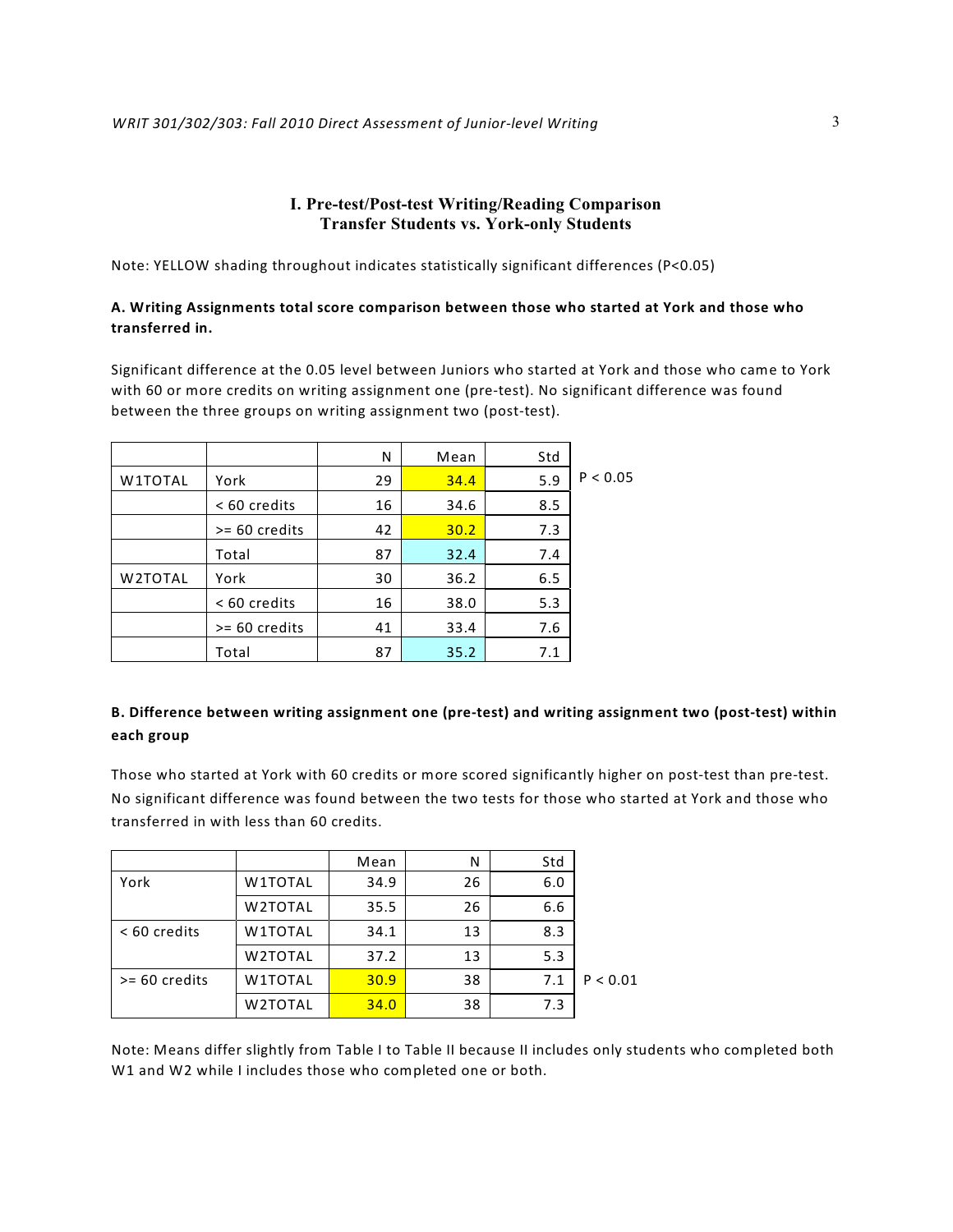# I. Pre-test/Post-test Writing/Reading Comparison
# Transfer Students vs. York-only Students

Note: YELLOW shading throughout indicates statistically significant differences ($P<0.05$)

### A. Writing Assignments total score comparison between those who started at York and those who transferred in.

Significant difference at the 0.05 level between Juniors who started at York and those who came to York with 60 or more credits on writing assignment one (pre-test). No significant difference was found between the three groups on writing assignment two (post-test).

| | | N | Mean | Std | |
|---|---|---|---|---|---|
| W1TOTAL | York | 29 | 34.4 | 5.9 | P < 0.05 |
| | < 60 credits | 16 | 34.6 | 8.5 | |
| | >= 60 credits | 42 | 30.2 | 7.3 | |
| | Total | 87 | 32.4 | 7.4 | |
| W2TOTAL | York | 30 | 36.2 | 6.5 | |
| | < 60 credits | 16 | 38.0 | 5.3 | |
| | >= 60 credits | 41 | 33.4 | 7.6 | |
| | Total | 87 | 35.2 | 7.1 | |

### B. Difference between writing assignment one (pre-test) and writing assignment two (post-test) within each group

Those who started at York with 60 credits or more scored significantly higher on post-test than pre-test. No significant difference was found between the two tests for those who started at York and those who transferred in with less than 60 credits.

| | | Mean | N | Std | |
|---|---|---|---|---|---|
| York | W1TOTAL | 34.9 | 26 | 6.0 | |
| | W2TOTAL | 35.5 | 26 | 6.6 | |
| < 60 credits | W1TOTAL | 34.1 | 13 | 8.3 | |
| | W2TOTAL | 37.2 | 13 | 5.3 | |
| >= 60 credits | W1TOTAL | 30.9 | 38 | 7.1 | P < 0.01 |
| | W2TOTAL | 34.0 | 38 | 7.3 | |

Note: Means differ slightly from Table I to Table II because II includes only students who completed both W1 and W2 while I includes those who completed one or both.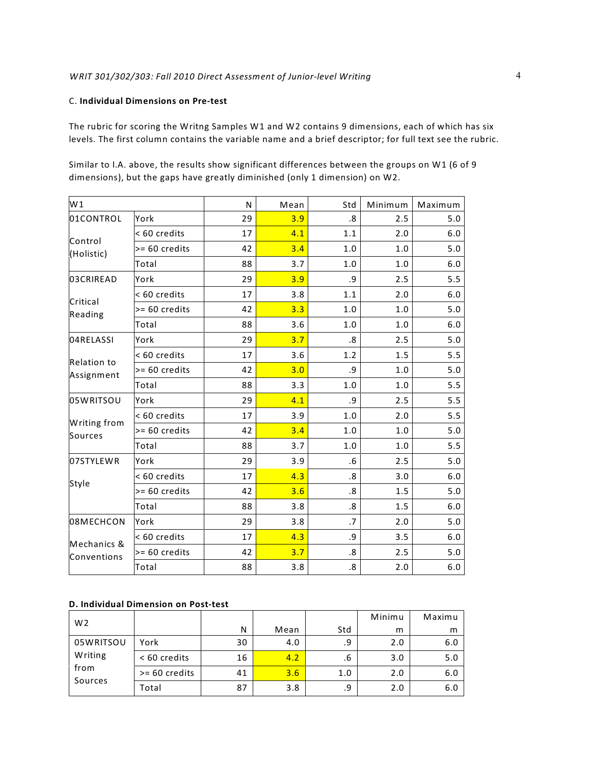C. **Individual Dimensions on Pre-test**

The rubric for scoring the Writng Samples W1 and W2 contains 9 dimensions, each of which has six levels. The first column contains the variable name and a brief descriptor; for full text see the rubric.

Similar to I.A. above, the results show significant differences between the groups on W1 (6 of 9 dimensions), but the gaps have greatly diminished (only 1 dimension) on W2.

| W1 | | N | Mean | Std | Minimum | Maximum |
|---|---|---|---|---|---|---|
| 01CONTROL | York | 29 | 3.9 | .8 | 2.5 | 5.0 |
| Control (Holistic) | < 60 credits | 17 | 4.1 | 1.1 | 2.0 | 6.0 |
| | >= 60 credits | 42 | 3.4 | 1.0 | 1.0 | 5.0 |
| | Total | 88 | 3.7 | 1.0 | 1.0 | 6.0 |
| 03CRIREAD | York | 29 | 3.9 | .9 | 2.5 | 5.5 |
| Critical Reading | < 60 credits | 17 | 3.8 | 1.1 | 2.0 | 6.0 |
| | >= 60 credits | 42 | 3.3 | 1.0 | 1.0 | 5.0 |
| | Total | 88 | 3.6 | 1.0 | 1.0 | 6.0 |
| 04RELASSI | York | 29 | 3.7 | .8 | 2.5 | 5.0 |
| Relation to Assignment | < 60 credits | 17 | 3.6 | 1.2 | 1.5 | 5.5 |
| | >= 60 credits | 42 | 3.0 | .9 | 1.0 | 5.0 |
| | Total | 88 | 3.3 | 1.0 | 1.0 | 5.5 |
| 05WRITSOU | York | 29 | 4.1 | .9 | 2.5 | 5.5 |
| Writing from Sources | < 60 credits | 17 | 3.9 | 1.0 | 2.0 | 5.5 |
| | >= 60 credits | 42 | 3.4 | 1.0 | 1.0 | 5.0 |
| | Total | 88 | 3.7 | 1.0 | 1.0 | 5.5 |
| 07STYLEWR | York | 29 | 3.9 | .6 | 2.5 | 5.0 |
| Style | < 60 credits | 17 | 4.3 | .8 | 3.0 | 6.0 |
| | >= 60 credits | 42 | 3.6 | .8 | 1.5 | 5.0 |
| | Total | 88 | 3.8 | .8 | 1.5 | 6.0 |
| 08MECHCON | York | 29 | 3.8 | .7 | 2.0 | 5.0 |
| Mechanics & Conventions | < 60 credits | 17 | 4.3 | .9 | 3.5 | 6.0 |
| | >= 60 credits | 42 | 3.7 | .8 | 2.5 | 5.0 |
| | Total | 88 | 3.8 | .8 | 2.0 | 6.0 |

**D. Individual Dimension on Post-test**

| W2 | | N | Mean | Std | Minimum | Maximum |
|---|---|---|---|---|---|---|
| 05WRITSOU Writing from Sources | York | 30 | 4.0 | .9 | 2.0 | 6.0 |
| | < 60 credits | 16 | 4.2 | .6 | 3.0 | 5.0 |
| | >= 60 credits | 41 | 3.6 | 1.0 | 2.0 | 6.0 |
| | Total | 87 | 3.8 | .9 | 2.0 | 6.0 |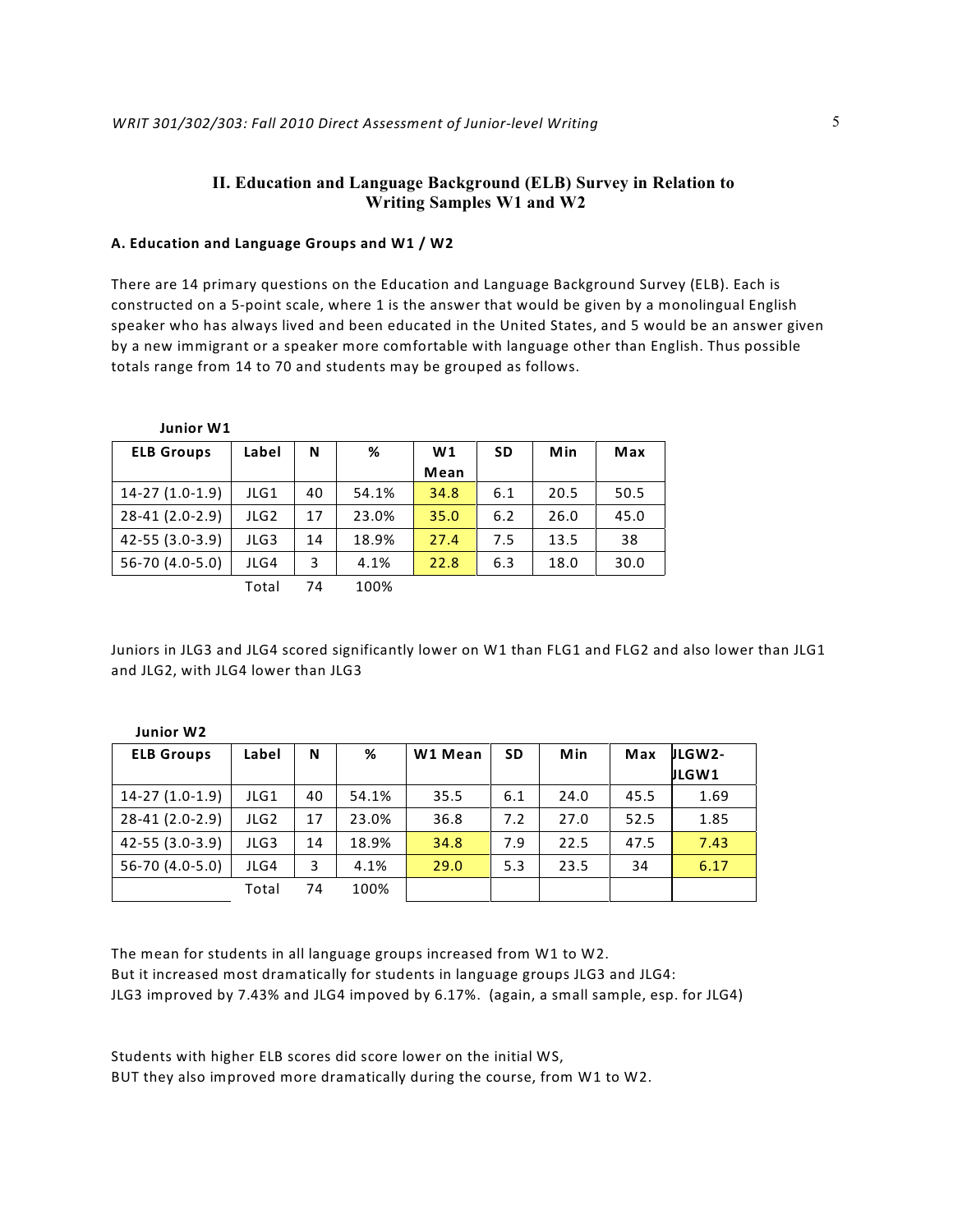## II. Education and Language Background (ELB) Survey in Relation to Writing Samples W1 and W2

### A. Education and Language Groups and W1 / W2

There are 14 primary questions on the Education and Language Background Survey (ELB). Each is constructed on a 5-point scale, where 1 is the answer that would be given by a monolingual English speaker who has always lived and been educated in the United States, and 5 would be an answer given by a new immigrant or a speaker more comfortable with language other than English. Thus possible totals range from 14 to 70 and students may be grouped as follows.

**Junior W1**

| ELB Groups | Label | N | % | W1 Mean | SD | Min | Max |
|---|---|---|---|---|---|---|---|
| 14-27 (1.0-1.9) | JLG1 | 40 | 54.1% | 34.8 | 6.1 | 20.5 | 50.5 |
| 28-41 (2.0-2.9) | JLG2 | 17 | 23.0% | 35.0 | 6.2 | 26.0 | 45.0 |
| 42-55 (3.0-3.9) | JLG3 | 14 | 18.9% | 27.4 | 7.5 | 13.5 | 38 |
| 56-70 (4.0-5.0) | JLG4 | 3 | 4.1% | 22.8 | 6.3 | 18.0 | 30.0 |
| | Total | 74 | 100% | | | | |

Juniors in JLG3 and JLG4 scored significantly lower on W1 than FLG1 and FLG2 and also lower than JLG1 and JLG2, with JLG4 lower than JLG3

**Junior W2**

| ELB Groups | Label | N | % | W1 Mean | SD | Min | Max | JLGW2-JLGW1 |
|---|---|---|---|---|---|---|---|---|
| 14-27 (1.0-1.9) | JLG1 | 40 | 54.1% | 35.5 | 6.1 | 24.0 | 45.5 | 1.69 |
| 28-41 (2.0-2.9) | JLG2 | 17 | 23.0% | 36.8 | 7.2 | 27.0 | 52.5 | 1.85 |
| 42-55 (3.0-3.9) | JLG3 | 14 | 18.9% | 34.8 | 7.9 | 22.5 | 47.5 | 7.43 |
| 56-70 (4.0-5.0) | JLG4 | 3 | 4.1% | 29.0 | 5.3 | 23.5 | 34 | 6.17 |
| | Total | 74 | 100% | | | | | |

The mean for students in all language groups increased from W1 to W2.
But it increased most dramatically for students in language groups JLG3 and JLG4:
JLG3 improved by 7.43% and JLG4 impoved by 6.17%. (again, a small sample, esp. for JLG4)

Students with higher ELB scores did score lower on the initial WS,
BUT they also improved more dramatically during the course, from W1 to W2.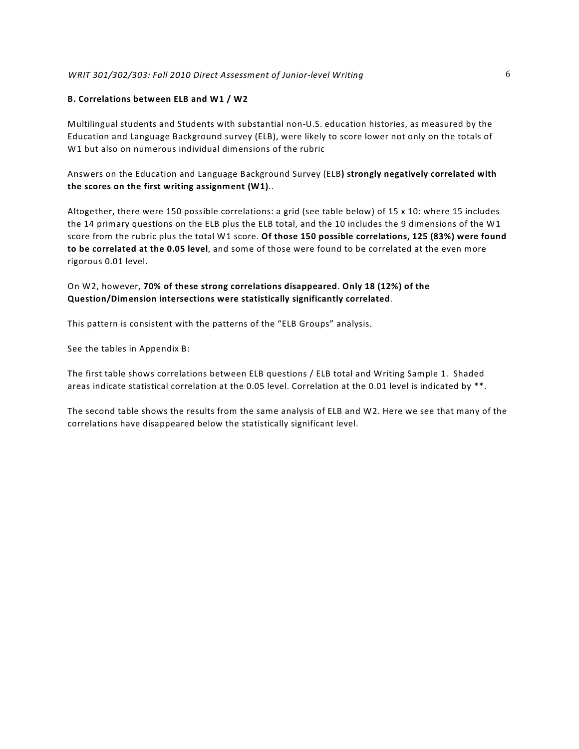### B. Correlations between ELB and W1 / W2

Multilingual students and Students with substantial non-U.S. education histories, as measured by the Education and Language Background survey (ELB), were likely to score lower not only on the totals of W1 but also on numerous individual dimensions of the rubric

Answers on the Education and Language Background Survey (ELB**) strongly negatively correlated with the scores on the first writing assignment (W1)**..

Altogether, there were 150 possible correlations: a grid (see table below) of 15 x 10: where 15 includes the 14 primary questions on the ELB plus the ELB total, and the 10 includes the 9 dimensions of the W1 score from the rubric plus the total W1 score. **Of those 150 possible correlations, 125 (83%) were found to be correlated at the 0.05 level**, and some of those were found to be correlated at the even more rigorous 0.01 level.

On W2, however, **70% of these strong correlations disappeared**. **Only 18 (12%) of the Question/Dimension intersections were statistically significantly correlated**.

This pattern is consistent with the patterns of the "ELB Groups" analysis.

See the tables in Appendix B:

The first table shows correlations between ELB questions / ELB total and Writing Sample 1. Shaded areas indicate statistical correlation at the 0.05 level. Correlation at the 0.01 level is indicated by **.

The second table shows the results from the same analysis of ELB and W2. Here we see that many of the correlations have disappeared below the statistically significant level.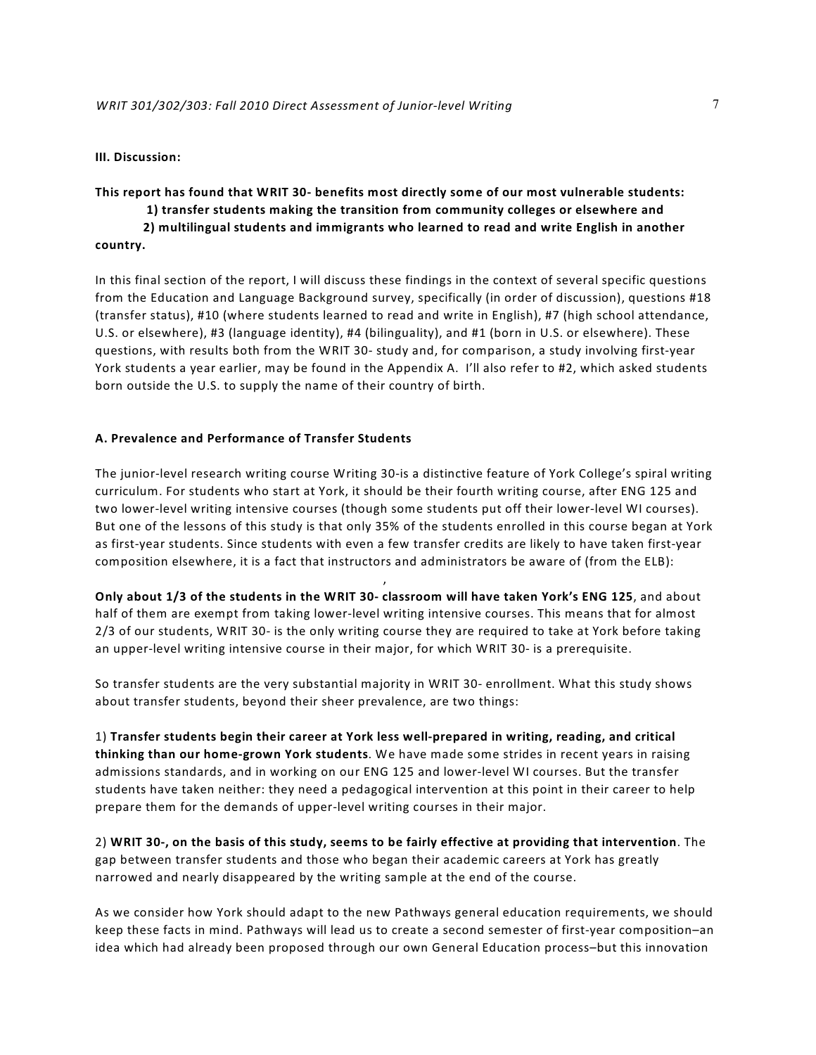**III. Discussion:**

**This report has found that WRIT 30- benefits most directly some of our most vulnerable students:**
**1) transfer students making the transition from community colleges or elsewhere and**
**2) multilingual students and immigrants who learned to read and write English in another country.**

In this final section of the report, I will discuss these findings in the context of several specific questions from the Education and Language Background survey, specifically (in order of discussion), questions #18 (transfer status), #10 (where students learned to read and write in English), #7 (high school attendance, U.S. or elsewhere), #3 (language identity), #4 (bilinguality), and #1 (born in U.S. or elsewhere). These questions, with results both from the WRIT 30- study and, for comparison, a study involving first-year York students a year earlier, may be found in the Appendix A. I'll also refer to #2, which asked students born outside the U.S. to supply the name of their country of birth.

**A. Prevalence and Performance of Transfer Students**

The junior-level research writing course Writing 30-is a distinctive feature of York College's spiral writing curriculum. For students who start at York, it should be their fourth writing course, after ENG 125 and two lower-level writing intensive courses (though some students put off their lower-level WI courses). But one of the lessons of this study is that only 35% of the students enrolled in this course began at York as first-year students. Since students with even a few transfer credits are likely to have taken first-year composition elsewhere, it is a fact that instructors and administrators be aware of (from the ELB):

**Only about 1/3 of the students in the WRIT 30- classroom will have taken York's ENG 125**, and about half of them are exempt from taking lower-level writing intensive courses. This means that for almost 2/3 of our students, WRIT 30- is the only writing course they are required to take at York before taking an upper-level writing intensive course in their major, for which WRIT 30- is a prerequisite.

So transfer students are the very substantial majority in WRIT 30- enrollment. What this study shows about transfer students, beyond their sheer prevalence, are two things:

1) **Transfer students begin their career at York less well-prepared in writing, reading, and critical thinking than our home-grown York students**. We have made some strides in recent years in raising admissions standards, and in working on our ENG 125 and lower-level WI courses. But the transfer students have taken neither: they need a pedagogical intervention at this point in their career to help prepare them for the demands of upper-level writing courses in their major.

2) **WRIT 30-, on the basis of this study, seems to be fairly effective at providing that intervention**. The gap between transfer students and those who began their academic careers at York has greatly narrowed and nearly disappeared by the writing sample at the end of the course.

As we consider how York should adapt to the new Pathways general education requirements, we should keep these facts in mind. Pathways will lead us to create a second semester of first-year composition–an idea which had already been proposed through our own General Education process–but this innovation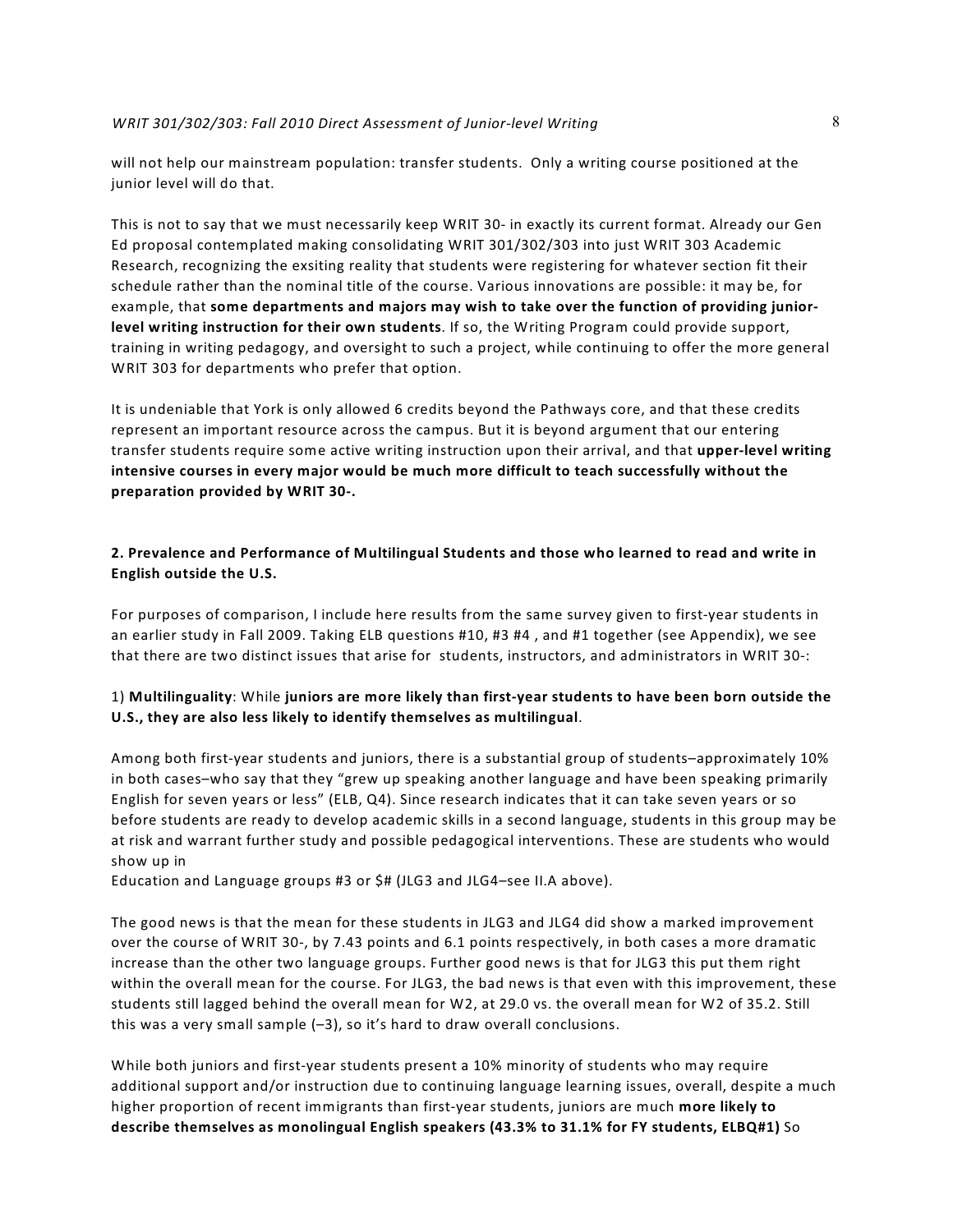will not help our mainstream population: transfer students. Only a writing course positioned at the junior level will do that.

This is not to say that we must necessarily keep WRIT 30- in exactly its current format. Already our Gen Ed proposal contemplated making consolidating WRIT 301/302/303 into just WRIT 303 Academic Research, recognizing the exsiting reality that students were registering for whatever section fit their schedule rather than the nominal title of the course. Various innovations are possible: it may be, for example, that **some departments and majors may wish to take over the function of providing junior-level writing instruction for their own students**. If so, the Writing Program could provide support, training in writing pedagogy, and oversight to such a project, while continuing to offer the more general WRIT 303 for departments who prefer that option.

It is undeniable that York is only allowed 6 credits beyond the Pathways core, and that these credits represent an important resource across the campus. But it is beyond argument that our entering transfer students require some active writing instruction upon their arrival, and that **upper-level writing intensive courses in every major would be much more difficult to teach successfully without the preparation provided by WRIT 30-.**

**2. Prevalence and Performance of Multilingual Students and those who learned to read and write in English outside the U.S.**

For purposes of comparison, I include here results from the same survey given to first-year students in an earlier study in Fall 2009. Taking ELB questions #10, #3 #4 , and #1 together (see Appendix), we see that there are two distinct issues that arise for students, instructors, and administrators in WRIT 30-:

1) **Multilinguality**: While **juniors are more likely than first-year students to have been born outside the U.S., they are also less likely to identify themselves as multilingual**.

Among both first-year students and juniors, there is a substantial group of students–approximately 10% in both cases–who say that they "grew up speaking another language and have been speaking primarily English for seven years or less" (ELB, Q4). Since research indicates that it can take seven years or so before students are ready to develop academic skills in a second language, students in this group may be at risk and warrant further study and possible pedagogical interventions. These are students who would show up in
Education and Language groups #3 or $# (JLG3 and JLG4–see II.A above).

The good news is that the mean for these students in JLG3 and JLG4 did show a marked improvement over the course of WRIT 30-, by 7.43 points and 6.1 points respectively, in both cases a more dramatic increase than the other two language groups. Further good news is that for JLG3 this put them right within the overall mean for the course. For JLG3, the bad news is that even with this improvement, these students still lagged behind the overall mean for W2, at 29.0 vs. the overall mean for W2 of 35.2. Still this was a very small sample (–3), so it's hard to draw overall conclusions.

While both juniors and first-year students present a 10% minority of students who may require additional support and/or instruction due to continuing language learning issues, overall, despite a much higher proportion of recent immigrants than first-year students, juniors are much **more likely to describe themselves as monolingual English speakers (43.3% to 31.1% for FY students, ELBQ#1)** So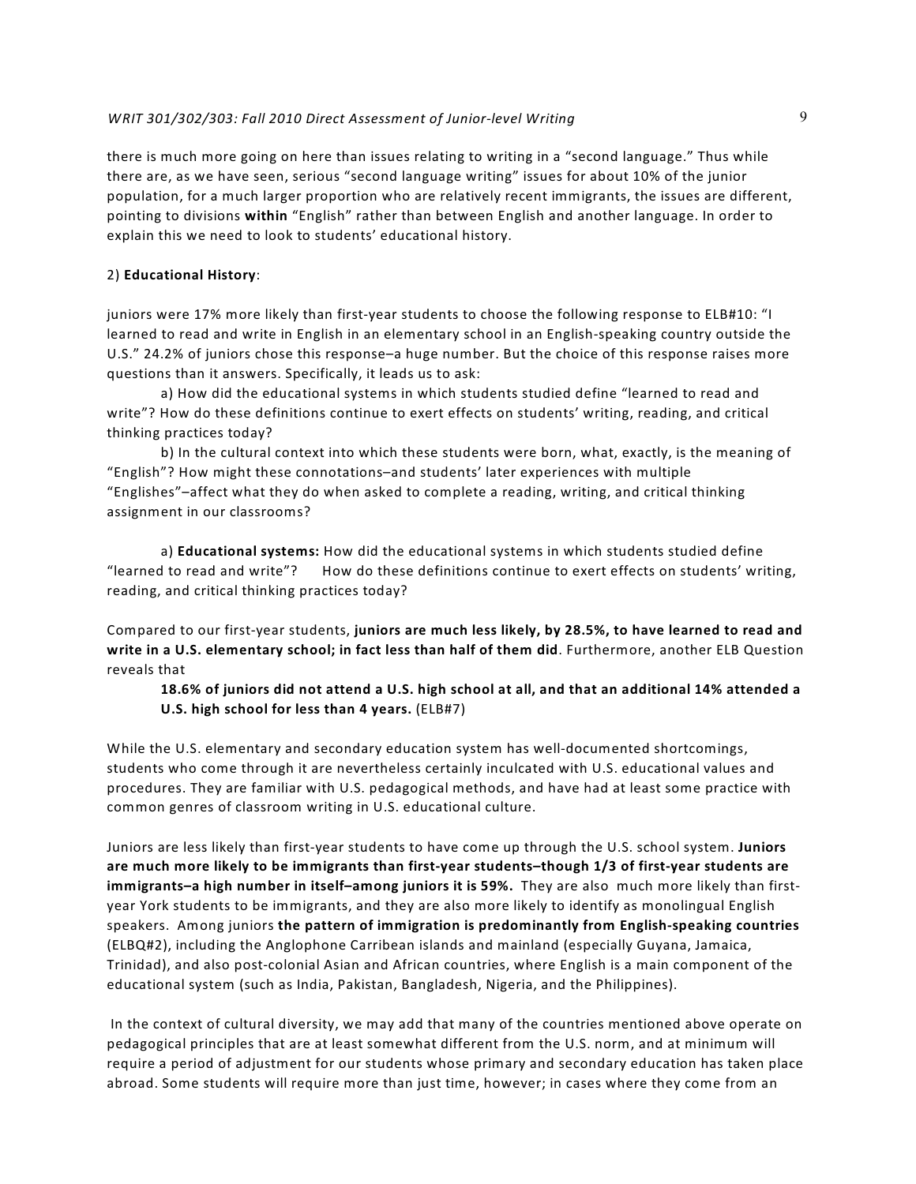there is much more going on here than issues relating to writing in a "second language." Thus while there are, as we have seen, serious "second language writing" issues for about 10% of the junior population, for a much larger proportion who are relatively recent immigrants, the issues are different, pointing to divisions **within** "English" rather than between English and another language. In order to explain this we need to look to students' educational history.

2) **Educational History**:

juniors were 17% more likely than first-year students to choose the following response to ELB#10: "I learned to read and write in English in an elementary school in an English-speaking country outside the U.S." 24.2% of juniors chose this response–a huge number. But the choice of this response raises more questions than it answers. Specifically, it leads us to ask:

a) How did the educational systems in which students studied define "learned to read and write"? How do these definitions continue to exert effects on students' writing, reading, and critical thinking practices today?

b) In the cultural context into which these students were born, what, exactly, is the meaning of "English"? How might these connotations–and students' later experiences with multiple "Englishes"–affect what they do when asked to complete a reading, writing, and critical thinking assignment in our classrooms?

a) **Educational systems:** How did the educational systems in which students studied define "learned to read and write"? How do these definitions continue to exert effects on students' writing, reading, and critical thinking practices today?

Compared to our first-year students, **juniors are much less likely, by 28.5%, to have learned to read and write in a U.S. elementary school; in fact less than half of them did**. Furthermore, another ELB Question reveals that

> **18.6% of juniors did not attend a U.S. high school at all, and that an additional 14% attended a U.S. high school for less than 4 years.** (ELB#7)

While the U.S. elementary and secondary education system has well-documented shortcomings, students who come through it are nevertheless certainly inculcated with U.S. educational values and procedures. They are familiar with U.S. pedagogical methods, and have had at least some practice with common genres of classroom writing in U.S. educational culture.

Juniors are less likely than first-year students to have come up through the U.S. school system. **Juniors are much more likely to be immigrants than first-year students–though 1/3 of first-year students are immigrants–a high number in itself–among juniors it is 59%.** They are also much more likely than first-year York students to be immigrants, and they are also more likely to identify as monolingual English speakers. Among juniors **the pattern of immigration is predominantly from English-speaking countries** (ELBQ#2), including the Anglophone Carribean islands and mainland (especially Guyana, Jamaica, Trinidad), and also post-colonial Asian and African countries, where English is a main component of the educational system (such as India, Pakistan, Bangladesh, Nigeria, and the Philippines).

In the context of cultural diversity, we may add that many of the countries mentioned above operate on pedagogical principles that are at least somewhat different from the U.S. norm, and at minimum will require a period of adjustment for our students whose primary and secondary education has taken place abroad. Some students will require more than just time, however; in cases where they come from an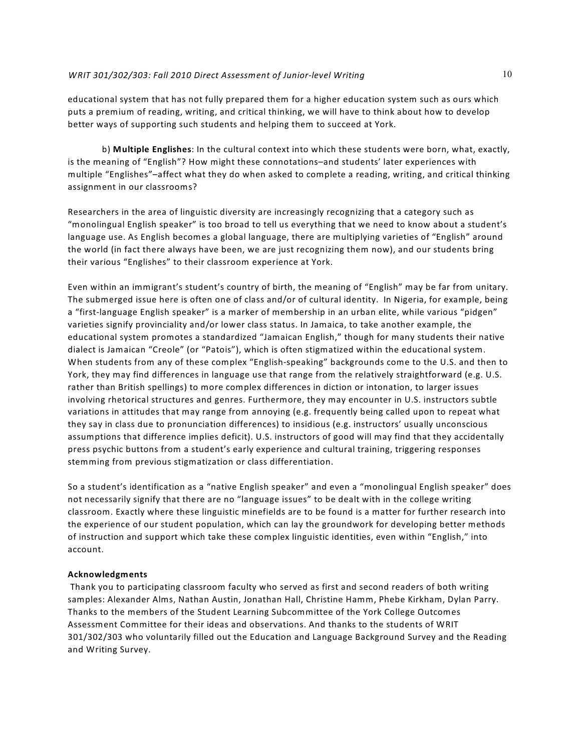educational system that has not fully prepared them for a higher education system such as ours which puts a premium of reading, writing, and critical thinking, we will have to think about how to develop better ways of supporting such students and helping them to succeed at York.

b) **Multiple Englishes**: In the cultural context into which these students were born, what, exactly, is the meaning of "English"? How might these connotations–and students' later experiences with multiple "Englishes"–affect what they do when asked to complete a reading, writing, and critical thinking assignment in our classrooms?

Researchers in the area of linguistic diversity are increasingly recognizing that a category such as "monolingual English speaker" is too broad to tell us everything that we need to know about a student's language use. As English becomes a global language, there are multiplying varieties of "English" around the world (in fact there always have been, we are just recognizing them now), and our students bring their various "Englishes" to their classroom experience at York.

Even within an immigrant's student's country of birth, the meaning of "English" may be far from unitary. The submerged issue here is often one of class and/or of cultural identity. In Nigeria, for example, being a "first-language English speaker" is a marker of membership in an urban elite, while various "pidgen" varieties signify provinciality and/or lower class status. In Jamaica, to take another example, the educational system promotes a standardized "Jamaican English," though for many students their native dialect is Jamaican "Creole" (or "Patois"), which is often stigmatized within the educational system. When students from any of these complex "English-speaking" backgrounds come to the U.S. and then to York, they may find differences in language use that range from the relatively straightforward (e.g. U.S. rather than British spellings) to more complex differences in diction or intonation, to larger issues involving rhetorical structures and genres. Furthermore, they may encounter in U.S. instructors subtle variations in attitudes that may range from annoying (e.g. frequently being called upon to repeat what they say in class due to pronunciation differences) to insidious (e.g. instructors' usually unconscious assumptions that difference implies deficit). U.S. instructors of good will may find that they accidentally press psychic buttons from a student's early experience and cultural training, triggering responses stemming from previous stigmatization or class differentiation.

So a student's identification as a "native English speaker" and even a "monolingual English speaker" does not necessarily signify that there are no "language issues" to be dealt with in the college writing classroom. Exactly where these linguistic minefields are to be found is a matter for further research into the experience of our student population, which can lay the groundwork for developing better methods of instruction and support which take these complex linguistic identities, even within "English," into account.

**Acknowledgments**

Thank you to participating classroom faculty who served as first and second readers of both writing samples: Alexander Alms, Nathan Austin, Jonathan Hall, Christine Hamm, Phebe Kirkham, Dylan Parry. Thanks to the members of the Student Learning Subcommittee of the York College Outcomes Assessment Committee for their ideas and observations. And thanks to the students of WRIT 301/302/303 who voluntarily filled out the Education and Language Background Survey and the Reading and Writing Survey.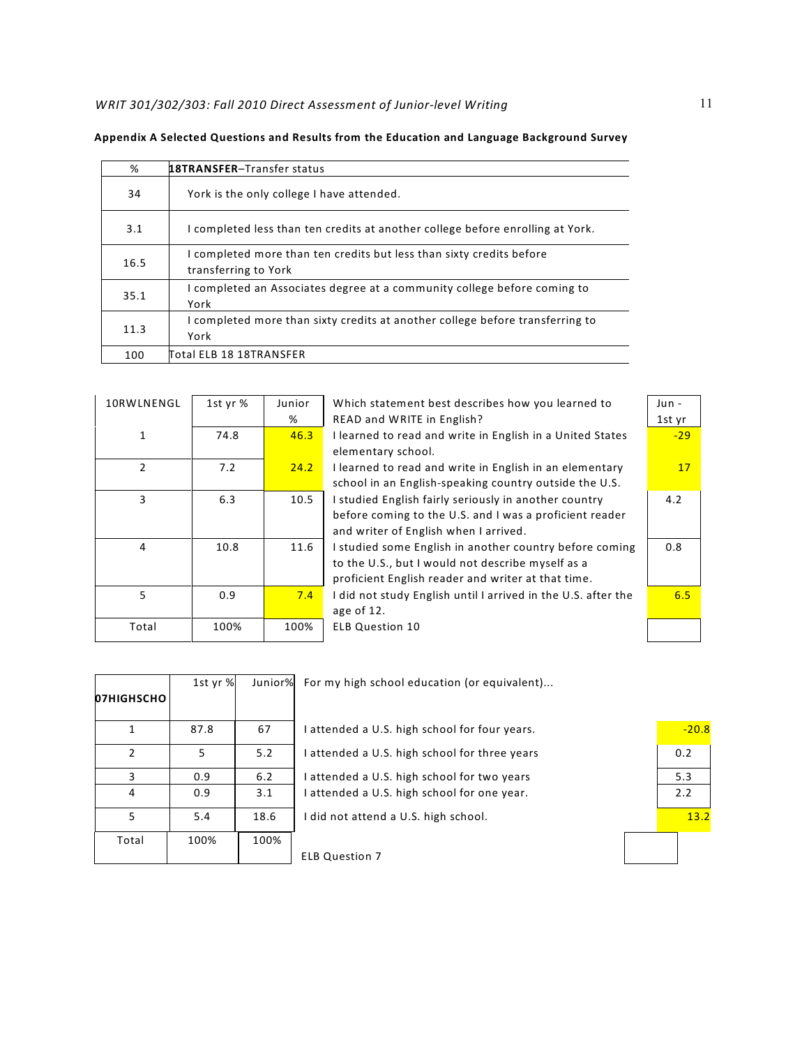**Appendix A Selected Questions and Results from the Education and Language Background Survey**

| % | **18TRANSFER**–Transfer status |
|---|---|
| 34 | York is the only college I have attended. |
| 3.1 | I completed less than ten credits at another college before enrolling at York. |
| 16.5 | I completed more than ten credits but less than sixty credits before transferring to York |
| 35.1 | I completed an Associates degree at a community college before coming to York |
| 11.3 | I completed more than sixty credits at another college before transferring to York |
| 100 | Total ELB 18 18TRANSFER |

| 10RWLNENGL | 1st yr % | Junior % | Which statement best describes how you learned to READ and WRITE in English? | Jun - 1st yr |
|---|---|---|---|---|
| 1 | 74.8 | 46.3 | I learned to read and write in English in a United States elementary school. | -29 |
| 2 | 7.2 | 24.2 | I learned to read and write in English in an elementary school in an English-speaking country outside the U.S. | 17 |
| 3 | 6.3 | 10.5 | I studied English fairly seriously in another country before coming to the U.S. and I was a proficient reader and writer of English when I arrived. | 4.2 |
| 4 | 10.8 | 11.6 | I studied some English in another country before coming to the U.S., but I would not describe myself as a proficient English reader and writer at that time. | 0.8 |
| 5 | 0.9 | 7.4 | I did not study English until I arrived in the U.S. after the age of 12. | 6.5 |
| Total | 100% | 100% | ELB Question 10 | |

| **07HIGHSCHO** | 1st yr % | Junior% | For my high school education (or equivalent)... | |
|---|---|---|---|---|
| 1 | 87.8 | 67 | I attended a U.S. high school for four years. | -20.8 |
| 2 | 5 | 5.2 | I attended a U.S. high school for three years | 0.2 |
| 3 | 0.9 | 6.2 | I attended a U.S. high school for two years | 5.3 |
| 4 | 0.9 | 3.1 | I attended a U.S. high school for one year. | 2.2 |
| 5 | 5.4 | 18.6 | I did not attend a U.S. high school. | 13.2 |
| Total | 100% | 100% | ELB Question 7 | |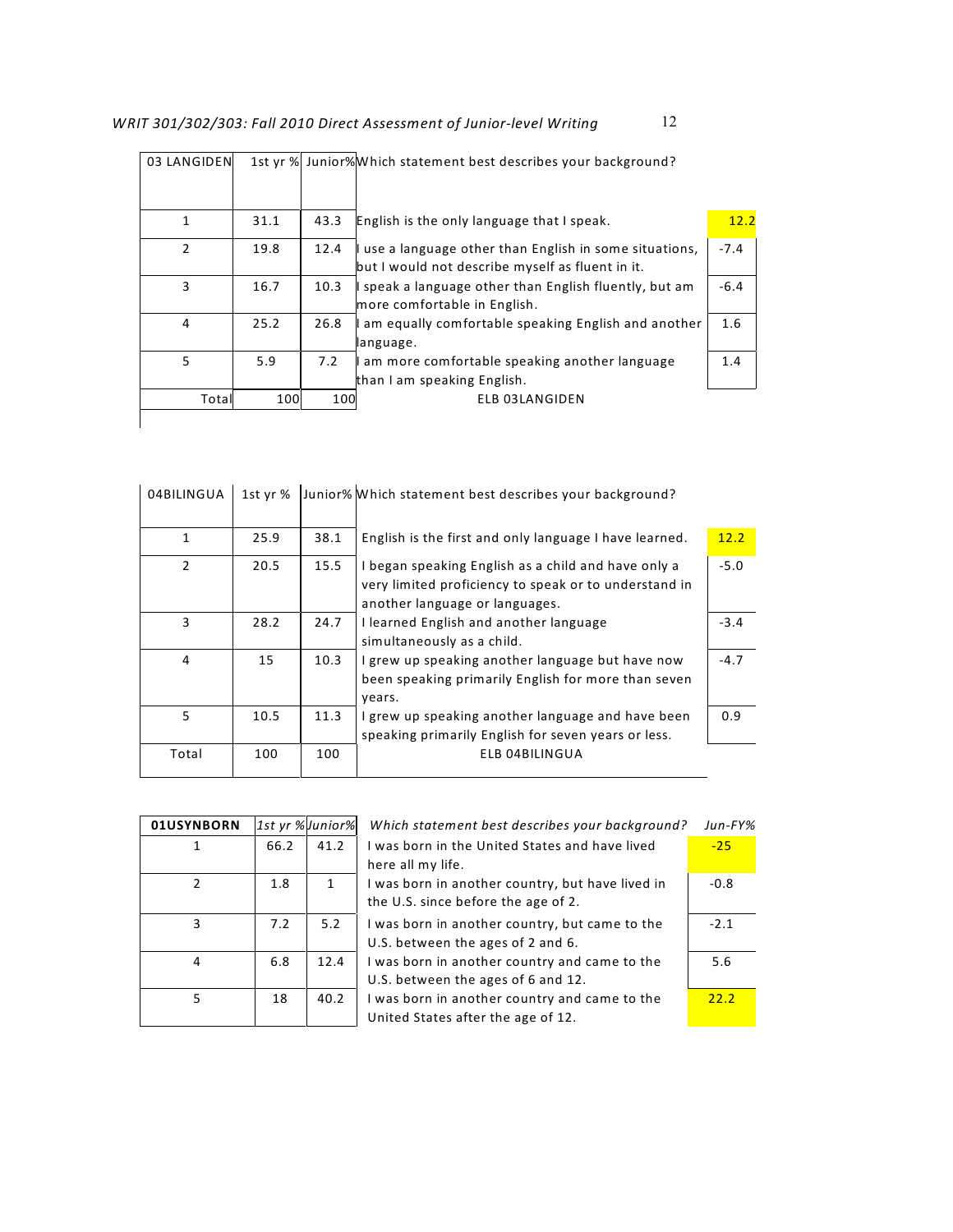| 03 LANGIDEN | 1st yr % | Junior% | Which statement best describes your background? | |
|---|---|---|---|---|
| 1 | 31.1 | 43.3 | English is the only language that I speak. | 12.2 |
| 2 | 19.8 | 12.4 | I use a language other than English in some situations, but I would not describe myself as fluent in it. | -7.4 |
| 3 | 16.7 | 10.3 | I speak a language other than English fluently, but am more comfortable in English. | -6.4 |
| 4 | 25.2 | 26.8 | I am equally comfortable speaking English and another language. | 1.6 |
| 5 | 5.9 | 7.2 | I am more comfortable speaking another language than I am speaking English. | 1.4 |
| Total | 100 | 100 | ELB 03LANGIDEN | |

| 04BILINGUA | 1st yr % | Junior% | Which statement best describes your background? | |
|---|---|---|---|---|
| 1 | 25.9 | 38.1 | English is the first and only language I have learned. | 12.2 |
| 2 | 20.5 | 15.5 | I began speaking English as a child and have only a very limited proficiency to speak or to understand in another language or languages. | -5.0 |
| 3 | 28.2 | 24.7 | I learned English and another language simultaneously as a child. | -3.4 |
| 4 | 15 | 10.3 | I grew up speaking another language but have now been speaking primarily English for more than seven years. | -4.7 |
| 5 | 10.5 | 11.3 | I grew up speaking another language and have been speaking primarily English for seven years or less. | 0.9 |
| Total | 100 | 100 | ELB 04BILINGUA | |

| **01USYNBORN** | *1st yr %* | *Junior%* | *Which statement best describes your background?* | *Jun-FY%* |
|---|---|---|---|---|
| 1 | 66.2 | 41.2 | I was born in the United States and have lived here all my life. | -25 |
| 2 | 1.8 | 1 | I was born in another country, but have lived in the U.S. since before the age of 2. | -0.8 |
| 3 | 7.2 | 5.2 | I was born in another country, but came to the U.S. between the ages of 2 and 6. | -2.1 |
| 4 | 6.8 | 12.4 | I was born in another country and came to the U.S. between the ages of 6 and 12. | 5.6 |
| 5 | 18 | 40.2 | I was born in another country and came to the United States after the age of 12. | 22.2 |